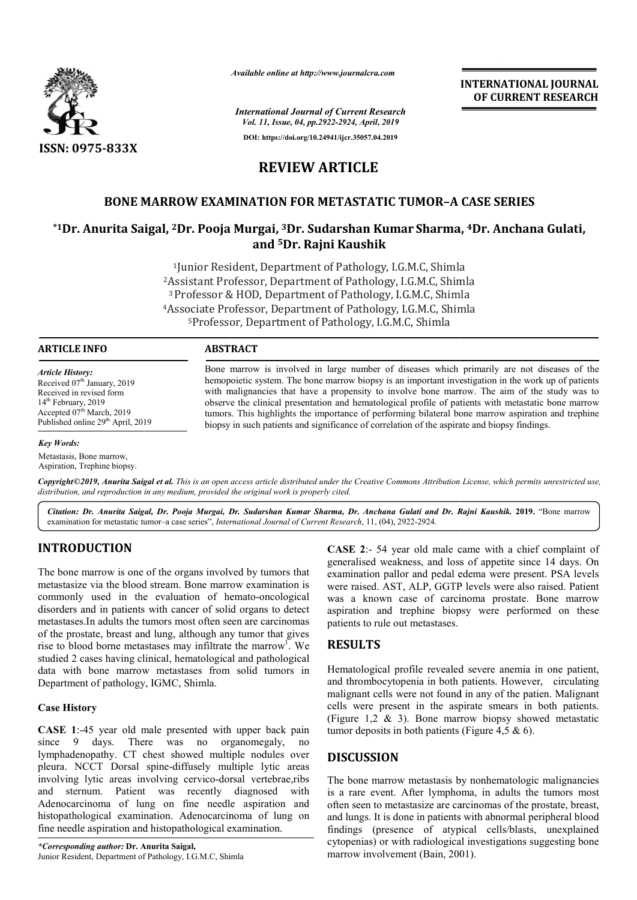**REVIEW ARTICLE**

# BONE MARROW EXAMINATION FOR METASTATIC TUMOR–A CASE SERIES

**[*1]Dr. Anurita Saigal, [2]Dr. Pooja Murgai, [3]Dr. Sudarshan Kumar Sharma, [4]Dr. Anchana Gulati, and [5]Dr. Rajni Kaushik**

[1]Junior Resident, Department of Pathology, I.G.M.C, Shimla
[2]Assistant Professor, Department of Pathology, I.G.M.C, Shimla
[3]Professor & HOD, Department of Pathology, I.G.M.C, Shimla
[4]Associate Professor, Department of Pathology, I.G.M.C, Shimla
[5]Professor, Department of Pathology, I.G.M.C, Shimla

**ARTICLE INFO**

*Article History:*
Received 07th January, 2019
Received in revised form 14th February, 2019
Accepted 07th March, 2019
Published online 29th April, 2019

*Key Words:*
Metastasis, Bone marrow, Aspiration, Trephine biopsy.

**ABSTRACT**

Bone marrow is involved in large number of diseases which primarily are not diseases of the hemopoietic system. The bone marrow biopsy is an important investigation in the work up of patients with malignancies that have a propensity to involve bone marrow. The aim of the study was to observe the clinical presentation and hematological profile of patients with metastatic bone marrow tumors. This highlights the importance of performing bilateral bone marrow aspiration and trephine biopsy in such patients and significance of correlation of the aspirate and biopsy findings.

*Copyright©2019, Anurita Saigal et al. This is an open access article distributed under the Creative Commons Attribution License, which permits unrestricted use, distribution, and reproduction in any medium, provided the original work is properly cited.*

*Citation: Dr. Anurita Saigal, Dr. Pooja Murgai, Dr. Sudarshan Kumar Sharma, Dr. Anchana Gulati and Dr. Rajni Kaushik.* **2019.** "Bone marrow examination for metastatic tumor–a case series", *International Journal of Current Research*, 11, (04), 2922-2924.

## INTRODUCTION

The bone marrow is one of the organs involved by tumors that metastasize via the blood stream. Bone marrow examination is commonly used in the evaluation of hemato-oncological disorders and in patients with cancer of solid organs to detect metastases.In adults the tumors most often seen are carcinomas of the prostate, breast and lung, although any tumor that gives rise to blood borne metastases may infiltrate the marrow[1]. We studied 2 cases having clinical, hematological and pathological data with bone marrow metastases from solid tumors in Department of pathology, IGMC, Shimla.

### Case History

**CASE 1**:-45 year old male presented with upper back pain since 9 days. There was no organomegaly, no lymphadenopathy. CT chest showed multiple nodules over pleura. NCCT Dorsal spine-diffusely multiple lytic areas involving lytic areas involving cervico-dorsal vertebrae,ribs and sternum. Patient was recently diagnosed with Adenocarcinoma of lung on fine needle aspiration and histopathological examination. Adenocarcinoma of lung on fine needle aspiration and histopathological examination.

**CASE 2**:- 54 year old male came with a chief complaint of generalised weakness, and loss of appetite since 14 days. On examination pallor and pedal edema were present. PSA levels were raised. AST, ALP, GGTP levels were also raised. Patient was a known case of carcinoma prostate. Bone marrow aspiration and trephine biopsy were performed on these patients to rule out metastases.

## RESULTS

Hematological profile revealed severe anemia in one patient, and thrombocytopenia in both patients. However, circulating malignant cells were not found in any of the patien. Malignant cells were present in the aspirate smears in both patients. (Figure 1,2 & 3). Bone marrow biopsy showed metastatic tumor deposits in both patients (Figure 4,5 & 6).

## DISCUSSION

The bone marrow metastasis by nonhematologic malignancies is a rare event. After lymphoma, in adults the tumors most often seen to metastasize are carcinomas of the prostate, breast, and lungs. It is done in patients with abnormal peripheral blood findings (presence of atypical cells/blasts, unexplained cytopenias) or with radiological investigations suggesting bone marrow involvement (Bain, 2001).

*\*Corresponding author:* **Dr. Anurita Saigal,**
Junior Resident, Department of Pathology, I.G.M.C, Shimla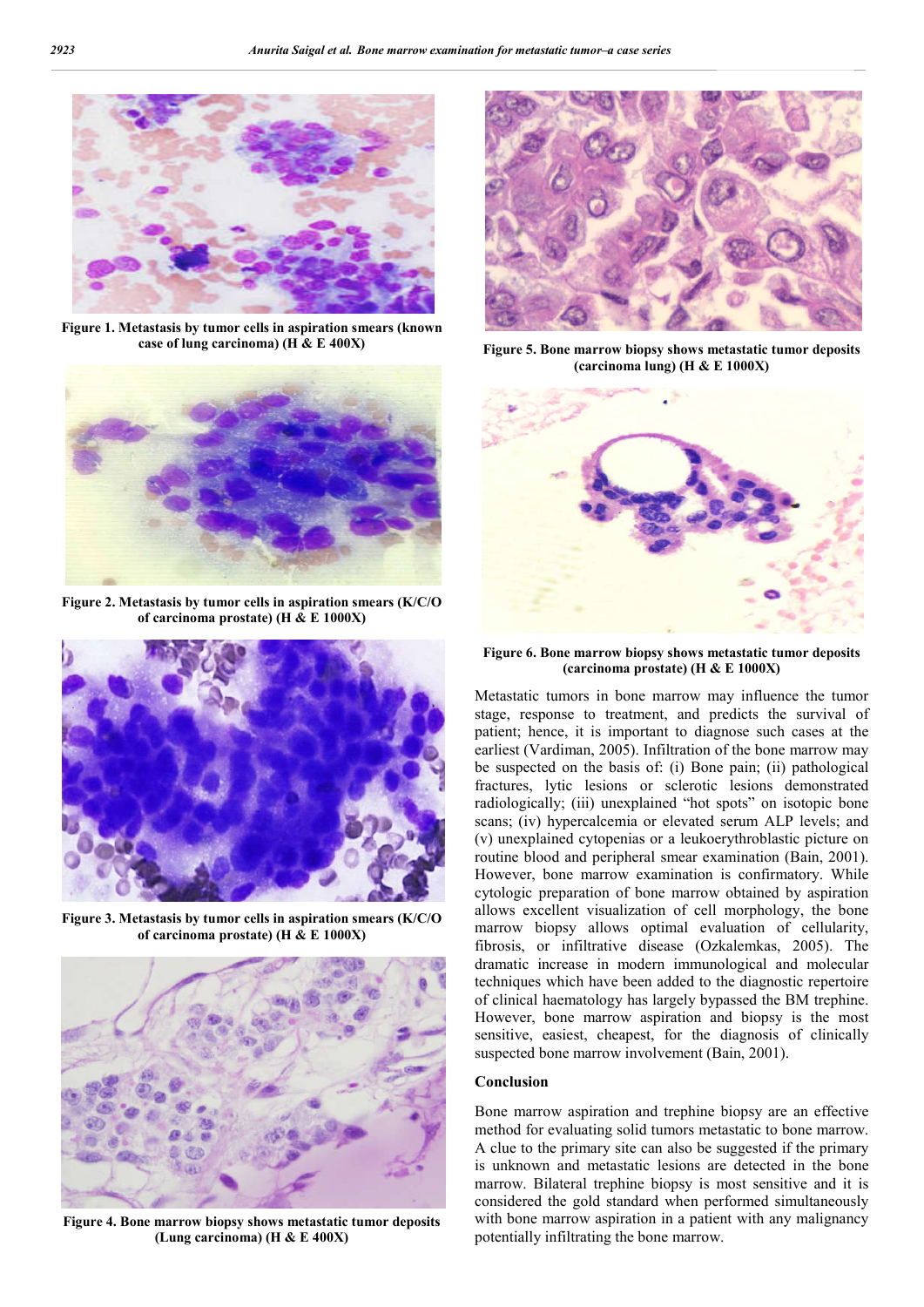Figure 1. Metastasis by tumor cells in aspiration smears (known case of lung carcinoma) (H & E 400X)

Figure 2. Metastasis by tumor cells in aspiration smears (K/C/O of carcinoma prostate) (H & E 1000X)

Figure 3. Metastasis by tumor cells in aspiration smears (K/C/O of carcinoma prostate) (H & E 1000X)

Figure 4. Bone marrow biopsy shows metastatic tumor deposits (Lung carcinoma) (H & E 400X)

Figure 5. Bone marrow biopsy shows metastatic tumor deposits (carcinoma lung) (H & E 1000X)

Figure 6. Bone marrow biopsy shows metastatic tumor deposits (carcinoma prostate) (H & E 1000X)

Metastatic tumors in bone marrow may influence the tumor stage, response to treatment, and predicts the survival of patient; hence, it is important to diagnose such cases at the earliest (Vardiman, 2005). Infiltration of the bone marrow may be suspected on the basis of: (i) Bone pain; (ii) pathological fractures, lytic lesions or sclerotic lesions demonstrated radiologically; (iii) unexplained "hot spots" on isotopic bone scans; (iv) hypercalcemia or elevated serum ALP levels; and (v) unexplained cytopenias or a leukoerythroblastic picture on routine blood and peripheral smear examination (Bain, 2001). However, bone marrow examination is confirmatory. While cytologic preparation of bone marrow obtained by aspiration allows excellent visualization of cell morphology, the bone marrow biopsy allows optimal evaluation of cellularity, fibrosis, or infiltrative disease (Ozkalemkas, 2005). The dramatic increase in modern immunological and molecular techniques which have been added to the diagnostic repertoire of clinical haematology has largely bypassed the BM trephine. However, bone marrow aspiration and biopsy is the most sensitive, easiest, cheapest, for the diagnosis of clinically suspected bone marrow involvement (Bain, 2001).

## Conclusion

Bone marrow aspiration and trephine biopsy are an effective method for evaluating solid tumors metastatic to bone marrow. A clue to the primary site can also be suggested if the primary is unknown and metastatic lesions are detected in the bone marrow. Bilateral trephine biopsy is most sensitive and it is considered the gold standard when performed simultaneously with bone marrow aspiration in a patient with any malignancy potentially infiltrating the bone marrow.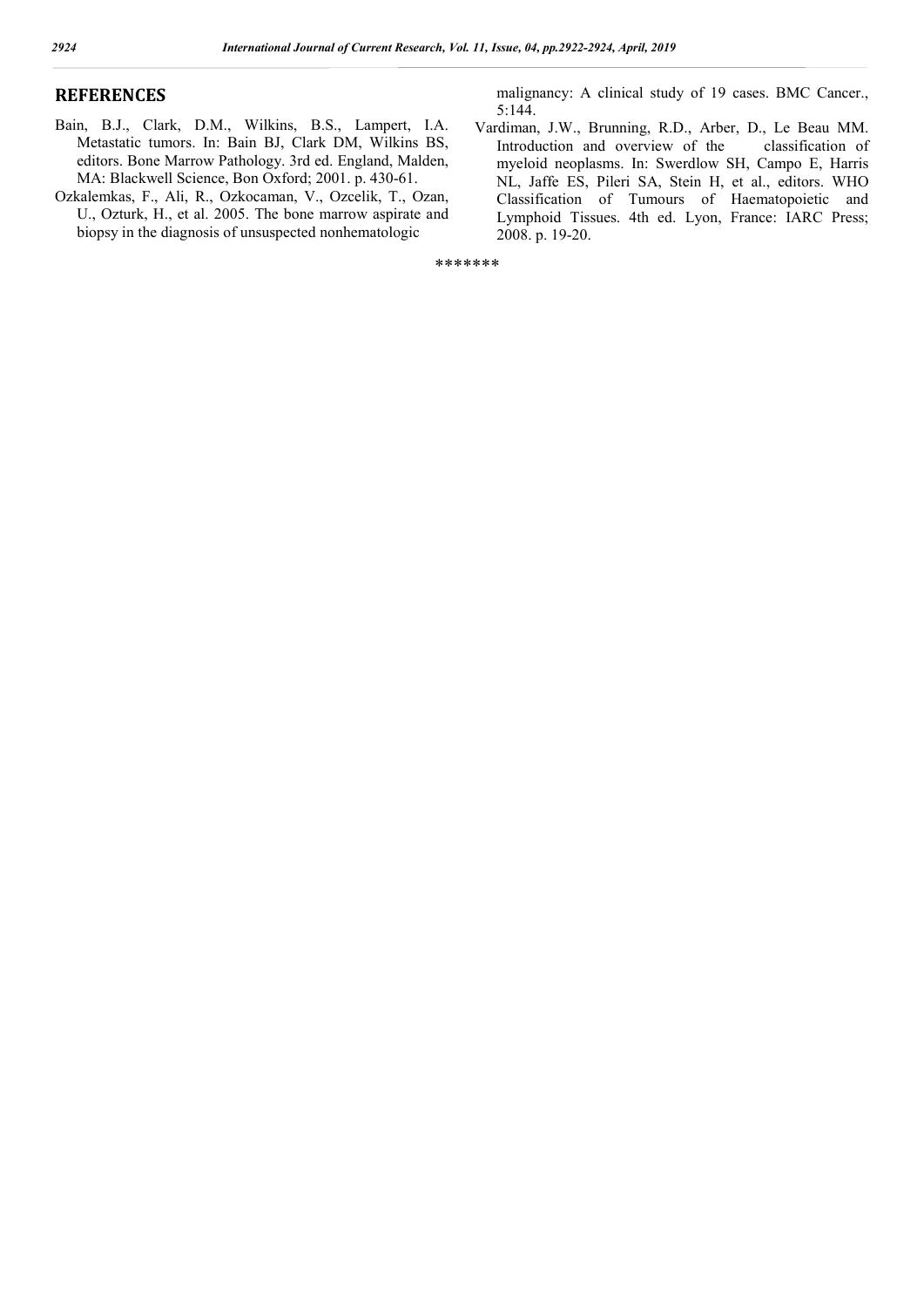## REFERENCES

Bain, B.J., Clark, D.M., Wilkins, B.S., Lampert, I.A. Metastatic tumors. In: Bain BJ, Clark DM, Wilkins BS, editors. Bone Marrow Pathology. 3rd ed. England, Malden, MA: Blackwell Science, Bon Oxford; 2001. p. 430-61.

Ozkalemkas, F., Ali, R., Ozkocaman, V., Ozcelik, T., Ozan, U., Ozturk, H., et al. 2005. The bone marrow aspirate and biopsy in the diagnosis of unsuspected nonhematologic malignancy: A clinical study of 19 cases. BMC Cancer., 5:144.

Vardiman, J.W., Brunning, R.D., Arber, D., Le Beau MM. Introduction and overview of the classification of myeloid neoplasms. In: Swerdlow SH, Campo E, Harris NL, Jaffe ES, Pileri SA, Stein H, et al., editors. WHO Classification of Tumours of Haematopoietic and Lymphoid Tissues. 4th ed. Lyon, France: IARC Press; 2008. p. 19-20.

*******